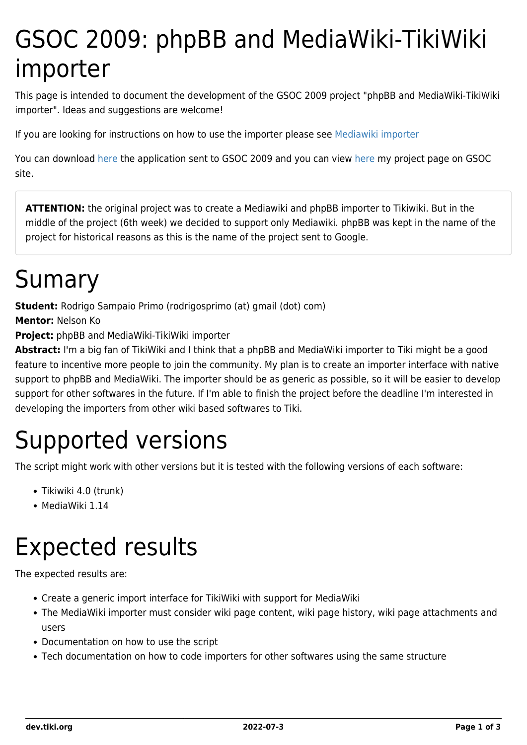# GSOC 2009: phpBB and MediaWiki-TikiWiki importer

This page is intended to document the development of the GSOC 2009 project "phpBB and MediaWiki-TikiWiki importer". Ideas and suggestions are welcome!

If you are looking for instructions on how to use the importer please see Mediawiki importer

You can download here the application sent to GSOC 2009 and you can view here my project page on GSOC site.

> **ATTENTION:** the original project was to create a Mediawiki and phpBB importer to Tikiwiki. But in the middle of the project (6th week) we decided to support only Mediawiki. phpBB was kept in the name of the project for historical reasons as this is the name of the project sent to Google.

# Sumary

**Student:** Rodrigo Sampaio Primo (rodrigosprimo (at) gmail (dot) com)
**Mentor:** Nelson Ko
**Project:** phpBB and MediaWiki-TikiWiki importer
**Abstract:** I'm a big fan of TikiWiki and I think that a phpBB and MediaWiki importer to Tiki might be a good feature to incentive more people to join the community. My plan is to create an importer interface with native support to phpBB and MediaWiki. The importer should be as generic as possible, so it will be easier to develop support for other softwares in the future. If I'm able to finish the project before the deadline I'm interested in developing the importers from other wiki based softwares to Tiki.

# Supported versions

The script might work with other versions but it is tested with the following versions of each software:

- Tikiwiki 4.0 (trunk)
- MediaWiki 1.14

# Expected results

The expected results are:

- Create a generic import interface for TikiWiki with support for MediaWiki
- The MediaWiki importer must consider wiki page content, wiki page history, wiki page attachments and users
- Documentation on how to use the script
- Tech documentation on how to code importers for other softwares using the same structure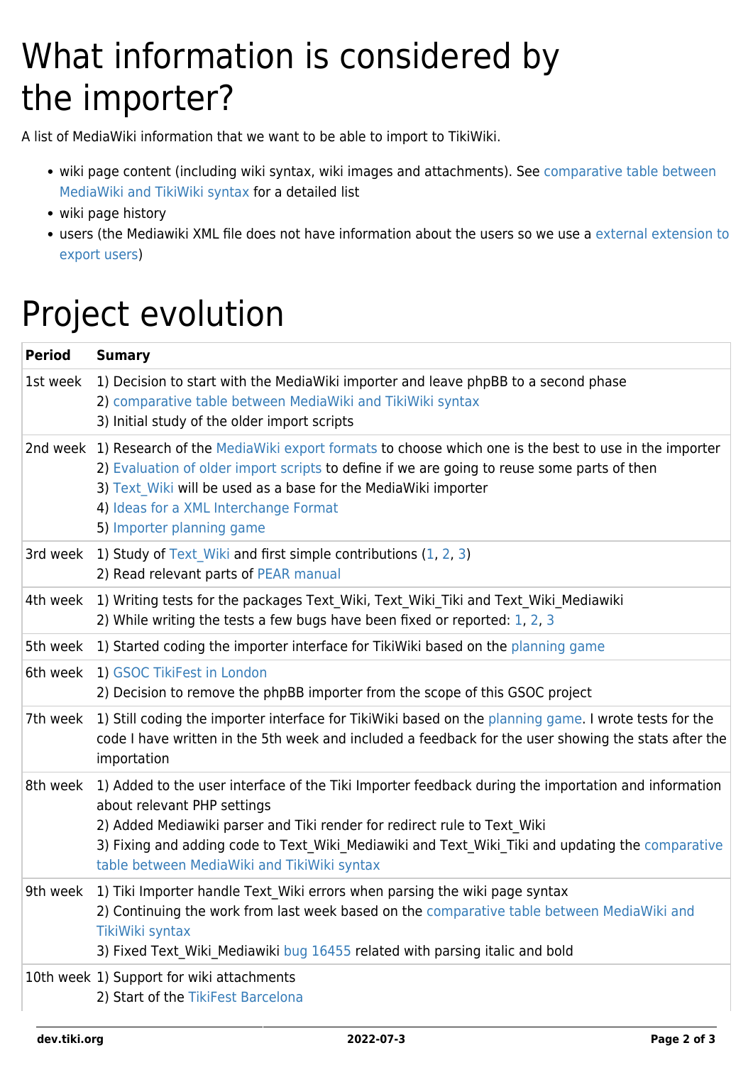# What information is considered by the importer?

A list of MediaWiki information that we want to be able to import to TikiWiki.

- wiki page content (including wiki syntax, wiki images and attachments). See comparative table between MediaWiki and TikiWiki syntax for a detailed list
- wiki page history
- users (the Mediawiki XML file does not have information about the users so we use a external extension to export users)

# Project evolution

| Period | Sumary |
|---|---|
| 1st week | 1) Decision to start with the MediaWiki importer and leave phpBB to a second phase<br>2) comparative table between MediaWiki and TikiWiki syntax<br>3) Initial study of the older import scripts |
| 2nd week | 1) Research of the MediaWiki export formats to choose which one is the best to use in the importer<br>2) Evaluation of older import scripts to define if we are going to reuse some parts of then<br>3) Text_Wiki will be used as a base for the MediaWiki importer<br>4) Ideas for a XML Interchange Format<br>5) Importer planning game |
| 3rd week | 1) Study of Text_Wiki and first simple contributions (1, 2, 3)<br>2) Read relevant parts of PEAR manual |
| 4th week | 1) Writing tests for the packages Text_Wiki, Text_Wiki_Tiki and Text_Wiki_Mediawiki<br>2) While writing the tests a few bugs have been fixed or reported: 1, 2, 3 |
| 5th week | 1) Started coding the importer interface for TikiWiki based on the planning game |
| 6th week | 1) GSOC TikiFest in London<br>2) Decision to remove the phpBB importer from the scope of this GSOC project |
| 7th week | 1) Still coding the importer interface for TikiWiki based on the planning game. I wrote tests for the code I have written in the 5th week and included a feedback for the user showing the stats after the importation |
| 8th week | 1) Added to the user interface of the Tiki Importer feedback during the importation and information about relevant PHP settings<br>2) Added Mediawiki parser and Tiki render for redirect rule to Text_Wiki<br>3) Fixing and adding code to Text_Wiki_Mediawiki and Text_Wiki_Tiki and updating the comparative table between MediaWiki and TikiWiki syntax |
| 9th week | 1) Tiki Importer handle Text_Wiki errors when parsing the wiki page syntax<br>2) Continuing the work from last week based on the comparative table between MediaWiki and TikiWiki syntax<br>3) Fixed Text_Wiki_Mediawiki bug 16455 related with parsing italic and bold |
| 10th week | 1) Support for wiki attachments<br>2) Start of the TikiFest Barcelona |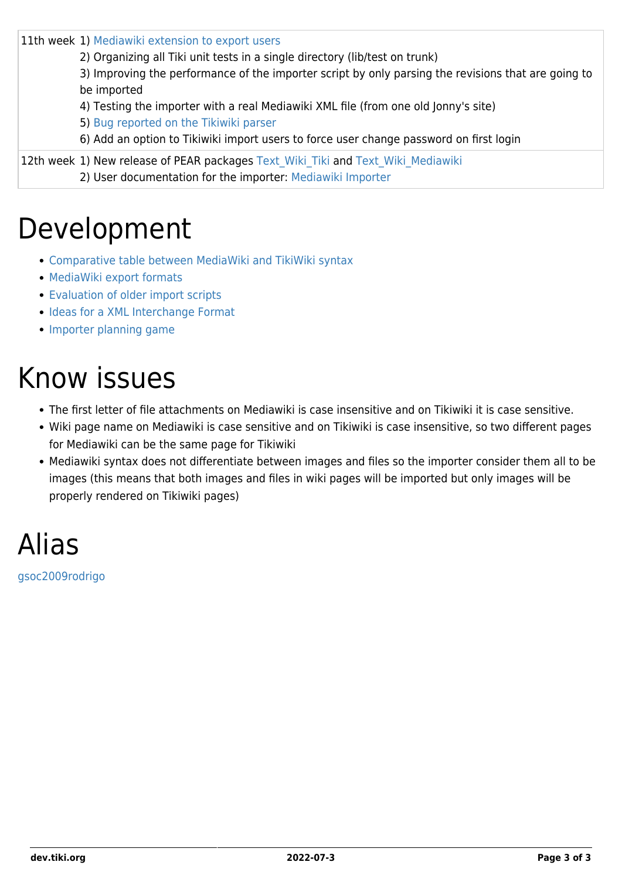| | |
|---|---|
| 11th week | 1) Mediawiki extension to export users<br>2) Organizing all Tiki unit tests in a single directory (lib/test on trunk)<br>3) Improving the performance of the importer script by only parsing the revisions that are going to be imported<br>4) Testing the importer with a real Mediawiki XML file (from one old Jonny's site)<br>5) Bug reported on the Tikiwiki parser<br>6) Add an option to Tikiwiki import users to force user change password on first login |
| 12th week | 1) New release of PEAR packages Text_Wiki_Tiki and Text_Wiki_Mediawiki<br>2) User documentation for the importer: Mediawiki Importer |

# Development

- Comparative table between MediaWiki and TikiWiki syntax
- MediaWiki export formats
- Evaluation of older import scripts
- Ideas for a XML Interchange Format
- Importer planning game

# Know issues

- The first letter of file attachments on Mediawiki is case insensitive and on Tikiwiki it is case sensitive.
- Wiki page name on Mediawiki is case sensitive and on Tikiwiki is case insensitive, so two different pages for Mediawiki can be the same page for Tikiwiki
- Mediawiki syntax does not differentiate between images and files so the importer consider them all to be images (this means that both images and files in wiki pages will be imported but only images will be properly rendered on Tikiwiki pages)

# Alias

gsoc2009rodrigo